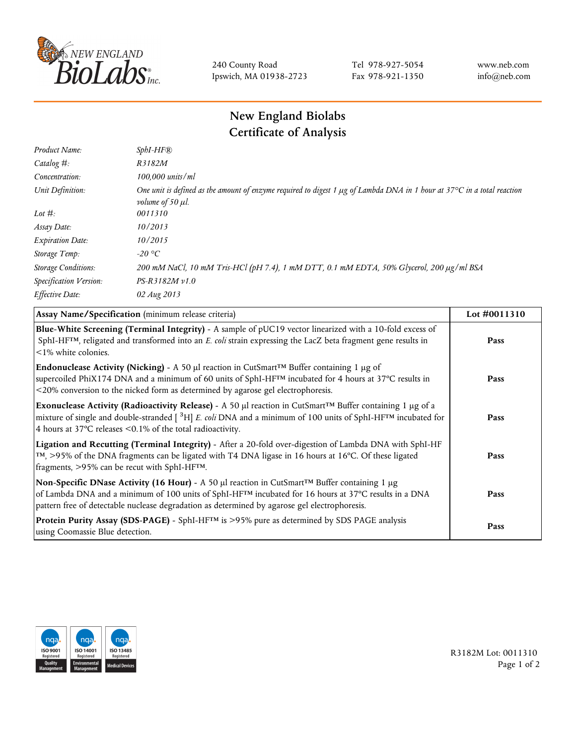New England BioLabs Inc.

240 County Road
Ipswich, MA 01938-2723

Tel 978-927-5054
Fax 978-921-1350

www.neb.com
info@neb.com

# New England Biolabs
# Certificate of Analysis

| | |
|---|---|
| *Product Name:* | *SphI-HF®* |
| *Catalog #:* | *R3182M* |
| *Concentration:* | *100,000 units/ml* |
| *Unit Definition:* | *One unit is defined as the amount of enzyme required to digest 1 µg of Lambda DNA in 1 hour at 37°C in a total reaction volume of 50 µl.* |
| *Lot #:* | *0011310* |
| *Assay Date:* | *10/2013* |
| *Expiration Date:* | *10/2015* |
| *Storage Temp:* | *-20 °C* |
| *Storage Conditions:* | *200 mM NaCl, 10 mM Tris-HCl (pH 7.4), 1 mM DTT, 0.1 mM EDTA, 50% Glycerol, 200 µg/ml BSA* |
| *Specification Version:* | *PS-R3182M v1.0* |
| *Effective Date:* | *02 Aug 2013* |

| **Assay Name/Specification** (minimum release criteria) | **Lot #0011310** |
|---|---|
| **Blue-White Screening (Terminal Integrity)** - A sample of pUC19 vector linearized with a 10-fold excess of SphI-HF™, religated and transformed into an *E. coli* strain expressing the LacZ beta fragment gene results in <1% white colonies. | **Pass** |
| **Endonuclease Activity (Nicking)** - A 50 µl reaction in CutSmart™ Buffer containing 1 µg of supercoiled PhiX174 DNA and a minimum of 60 units of SphI-HF™ incubated for 4 hours at 37°C results in <20% conversion to the nicked form as determined by agarose gel electrophoresis. | **Pass** |
| **Exonuclease Activity (Radioactivity Release)** - A 50 µl reaction in CutSmart™ Buffer containing 1 µg of a mixture of single and double-stranded [ $^{3}$H] *E. coli* DNA and a minimum of 100 units of SphI-HF™ incubated for 4 hours at 37°C releases <0.1% of the total radioactivity. | **Pass** |
| **Ligation and Recutting (Terminal Integrity)** - After a 20-fold over-digestion of Lambda DNA with SphI-HF™, >95% of the DNA fragments can be ligated with T4 DNA ligase in 16 hours at 16°C. Of these ligated fragments, >95% can be recut with SphI-HF™. | **Pass** |
| **Non-Specific DNase Activity (16 Hour)** - A 50 µl reaction in CutSmart™ Buffer containing 1 µg of Lambda DNA and a minimum of 100 units of SphI-HF™ incubated for 16 hours at 37°C results in a DNA pattern free of detectable nuclease degradation as determined by agarose gel electrophoresis. | **Pass** |
| **Protein Purity Assay (SDS-PAGE)** - SphI-HF™ is >95% pure as determined by SDS PAGE analysis using Coomassie Blue detection. | **Pass** |

ISO 9001 Registered Quality Management | ISO 14001 Registered Environmental Management | ISO 13485 Registered Medical Devices

R3182M Lot: 0011310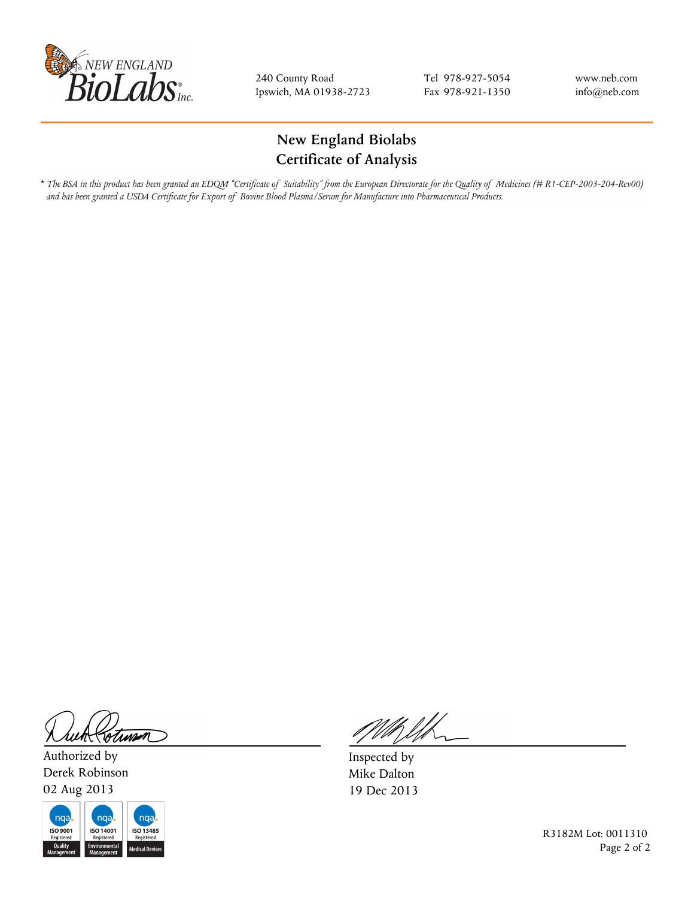NEW ENGLAND BioLabs® Inc.

240 County Road
Ipswich, MA 01938-2723

Tel 978-927-5054
Fax 978-921-1350

www.neb.com
info@neb.com

# New England Biolabs Certificate of Analysis

*\* The BSA in this product has been granted an EDQM "Certificate of Suitability" from the European Directorate for the Quality of Medicines (# R1-CEP-2003-204-Rev00) and has been granted a USDA Certificate for Export of Bovine Blood Plasma/Serum for Manufacture into Pharmaceutical Products.*

Authorized by
Derek Robinson
02 Aug 2013

Inspected by
Mike Dalton
19 Dec 2013

nqa ISO 9001 Registered Quality Management | nqa ISO 14001 Registered Environmental Management | nqa ISO 13485 Registered Medical Devices

R3182M Lot: 0011310